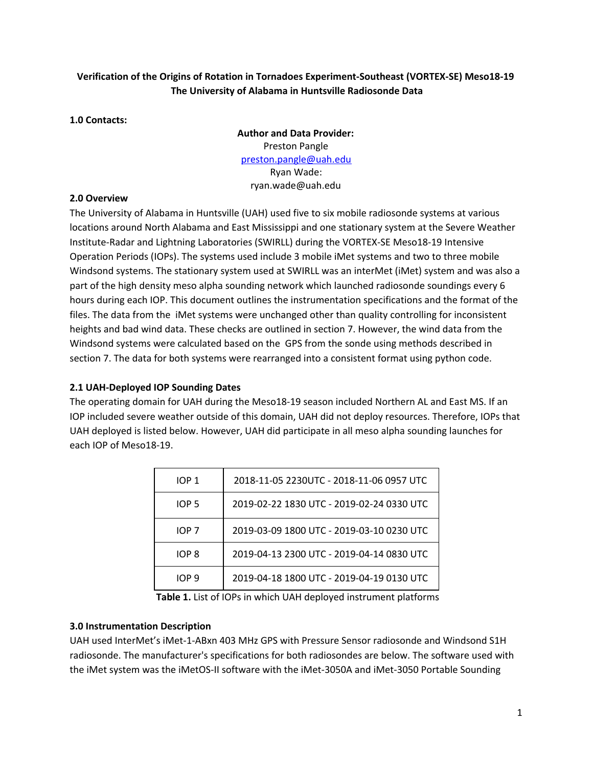**Verification of the Origins of Rotation in Tornadoes Experiment-Southeast (VORTEX-SE) Meso18-19 The University of Alabama in Huntsville Radiosonde Data**

**1.0 Contacts:**

**Author and Data Provider:**
Preston Pangle
preston.pangle@uah.edu
Ryan Wade:
ryan.wade@uah.edu

**2.0 Overview**

The University of Alabama in Huntsville (UAH) used five to six mobile radiosonde systems at various locations around North Alabama and East Mississippi and one stationary system at the Severe Weather Institute-Radar and Lightning Laboratories (SWIRLL) during the VORTEX-SE Meso18-19 Intensive Operation Periods (IOPs). The systems used include 3 mobile iMet systems and two to three mobile Windsond systems. The stationary system used at SWIRLL was an interMet (iMet) system and was also a part of the high density meso alpha sounding network which launched radiosonde soundings every 6 hours during each IOP. This document outlines the instrumentation specifications and the format of the files. The data from the iMet systems were unchanged other than quality controlling for inconsistent heights and bad wind data. These checks are outlined in section 7. However, the wind data from the Windsond systems were calculated based on the GPS from the sonde using methods described in section 7. The data for both systems were rearranged into a consistent format using python code.

**2.1 UAH-Deployed IOP Sounding Dates**

The operating domain for UAH during the Meso18-19 season included Northern AL and East MS. If an IOP included severe weather outside of this domain, UAH did not deploy resources. Therefore, IOPs that UAH deployed is listed below. However, UAH did participate in all meso alpha sounding launches for each IOP of Meso18-19.

| IOP | Dates |
|---|---|
| IOP 1 | 2018-11-05 2230UTC - 2018-11-06 0957 UTC |
| IOP 5 | 2019-02-22 1830 UTC - 2019-02-24 0330 UTC |
| IOP 7 | 2019-03-09 1800 UTC - 2019-03-10 0230 UTC |
| IOP 8 | 2019-04-13 2300 UTC - 2019-04-14 0830 UTC |
| IOP 9 | 2019-04-18 1800 UTC - 2019-04-19 0130 UTC |

**Table 1.** List of IOPs in which UAH deployed instrument platforms

**3.0 Instrumentation Description**

UAH used InterMet's iMet-1-ABxn 403 MHz GPS with Pressure Sensor radiosonde and Windsond S1H radiosonde. The manufacturer's specifications for both radiosondes are below. The software used with the iMet system was the iMetOS-II software with the iMet-3050A and iMet-3050 Portable Sounding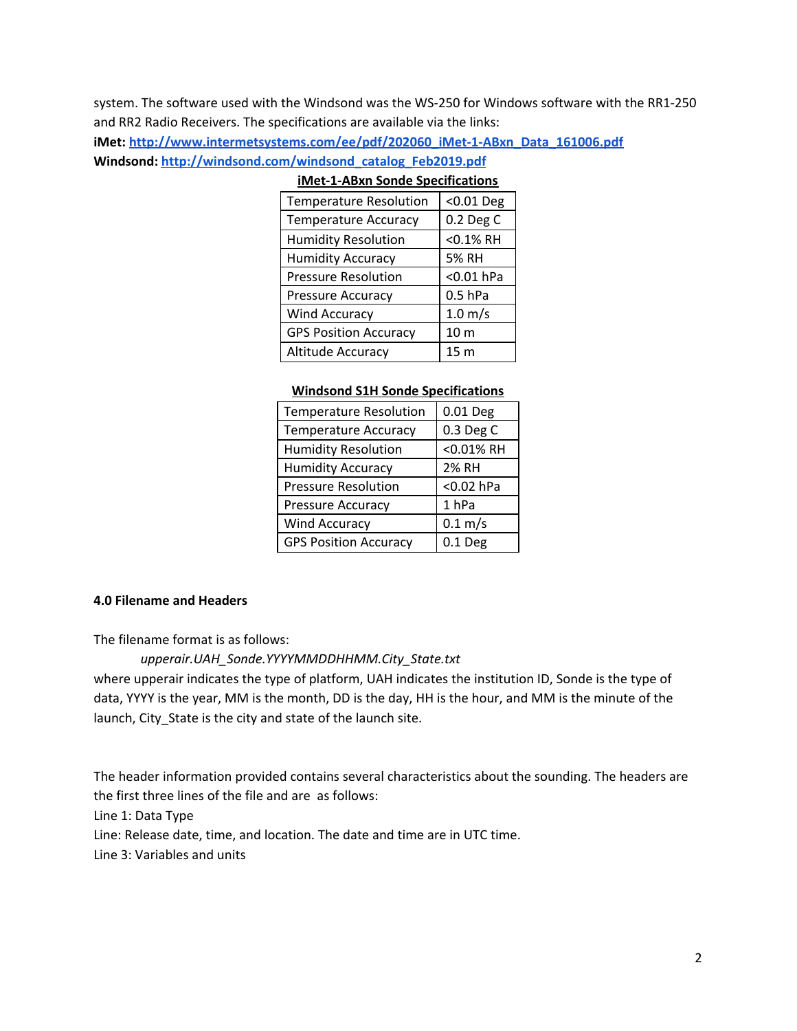system. The software used with the Windsond was the WS-250 for Windows software with the RR1-250 and RR2 Radio Receivers. The specifications are available via the links:

**iMet:** [http://www.intermetsystems.com/ee/pdf/202060_iMet-1-ABxn_Data_161006.pdf](http://www.intermetsystems.com/ee/pdf/202060_iMet-1-ABxn_Data_161006.pdf)
**Windsond:** [http://windsond.com/windsond_catalog_Feb2019.pdf](http://windsond.com/windsond_catalog_Feb2019.pdf)

**iMet-1-ABxn Sonde Specifications**

| | |
|---|---|
| Temperature Resolution | <0.01 Deg |
| Temperature Accuracy | 0.2 Deg C |
| Humidity Resolution | <0.1% RH |
| Humidity Accuracy | 5% RH |
| Pressure Resolution | <0.01 hPa |
| Pressure Accuracy | 0.5 hPa |
| Wind Accuracy | 1.0 m/s |
| GPS Position Accuracy | 10 m |
| Altitude Accuracy | 15 m |

**Windsond S1H Sonde Specifications**

| | |
|---|---|
| Temperature Resolution | 0.01 Deg |
| Temperature Accuracy | 0.3 Deg C |
| Humidity Resolution | <0.01% RH |
| Humidity Accuracy | 2% RH |
| Pressure Resolution | <0.02 hPa |
| Pressure Accuracy | 1 hPa |
| Wind Accuracy | 0.1 m/s |
| GPS Position Accuracy | 0.1 Deg |

**4.0 Filename and Headers**

The filename format is as follows:

*upperair.UAH_Sonde.YYYYMMDDHHMM.City_State.txt*

where upperair indicates the type of platform, UAH indicates the institution ID, Sonde is the type of data, YYYY is the year, MM is the month, DD is the day, HH is the hour, and MM is the minute of the launch, City_State is the city and state of the launch site.

The header information provided contains several characteristics about the sounding. The headers are the first three lines of the file and are as follows:

Line 1: Data Type
Line: Release date, time, and location. The date and time are in UTC time.
Line 3: Variables and units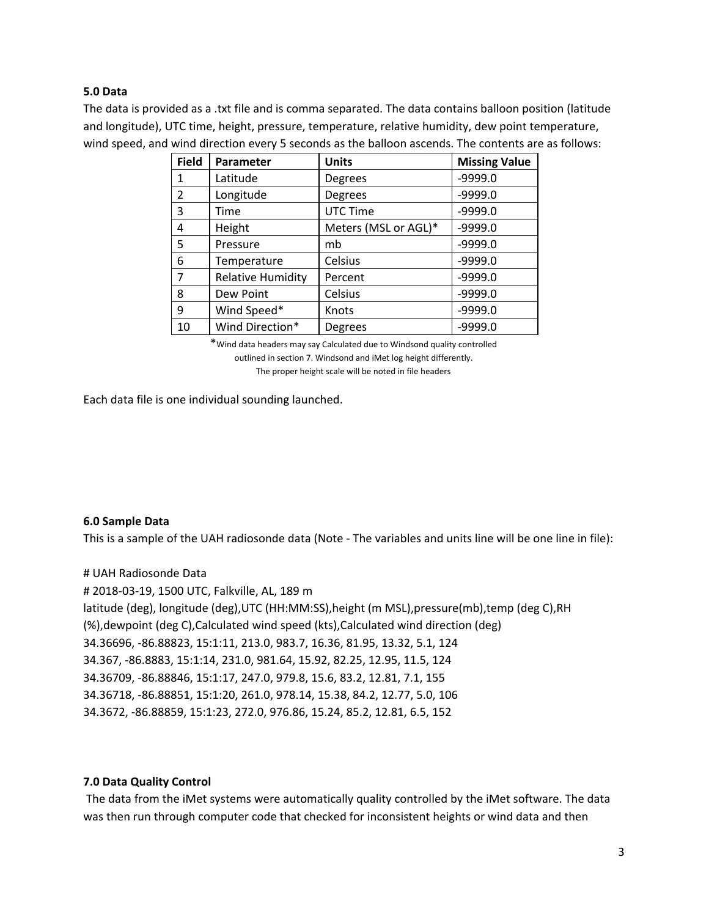### 5.0 Data

The data is provided as a .txt file and is comma separated. The data contains balloon position (latitude and longitude), UTC time, height, pressure, temperature, relative humidity, dew point temperature, wind speed, and wind direction every 5 seconds as the balloon ascends. The contents are as follows:

| Field | Parameter | Units | Missing Value |
|---|---|---|---|
| 1 | Latitude | Degrees | -9999.0 |
| 2 | Longitude | Degrees | -9999.0 |
| 3 | Time | UTC Time | -9999.0 |
| 4 | Height | Meters (MSL or AGL)* | -9999.0 |
| 5 | Pressure | mb | -9999.0 |
| 6 | Temperature | Celsius | -9999.0 |
| 7 | Relative Humidity | Percent | -9999.0 |
| 8 | Dew Point | Celsius | -9999.0 |
| 9 | Wind Speed* | Knots | -9999.0 |
| 10 | Wind Direction* | Degrees | -9999.0 |

*Wind data headers may say Calculated due to Windsond quality controlled outlined in section 7. Windsond and iMet log height differently. The proper height scale will be noted in file headers

Each data file is one individual sounding launched.

### 6.0 Sample Data

This is a sample of the UAH radiosonde data (Note - The variables and units line will be one line in file):

```
# UAH Radiosonde Data
# 2018-03-19, 1500 UTC, Falkville, AL, 189 m
latitude (deg), longitude (deg),UTC (HH:MM:SS),height (m MSL),pressure(mb),temp (deg C),RH
(%),dewpoint (deg C),Calculated wind speed (kts),Calculated wind direction (deg)
34.36696, -86.88823, 15:1:11, 213.0, 983.7, 16.36, 81.95, 13.32, 5.1, 124
34.367, -86.8883, 15:1:14, 231.0, 981.64, 15.92, 82.25, 12.95, 11.5, 124
34.36709, -86.88846, 15:1:17, 247.0, 979.8, 15.6, 83.2, 12.81, 7.1, 155
34.36718, -86.88851, 15:1:20, 261.0, 978.14, 15.38, 84.2, 12.77, 5.0, 106
34.3672, -86.88859, 15:1:23, 272.0, 976.86, 15.24, 85.2, 12.81, 6.5, 152
```

### 7.0 Data Quality Control

The data from the iMet systems were automatically quality controlled by the iMet software. The data was then run through computer code that checked for inconsistent heights or wind data and then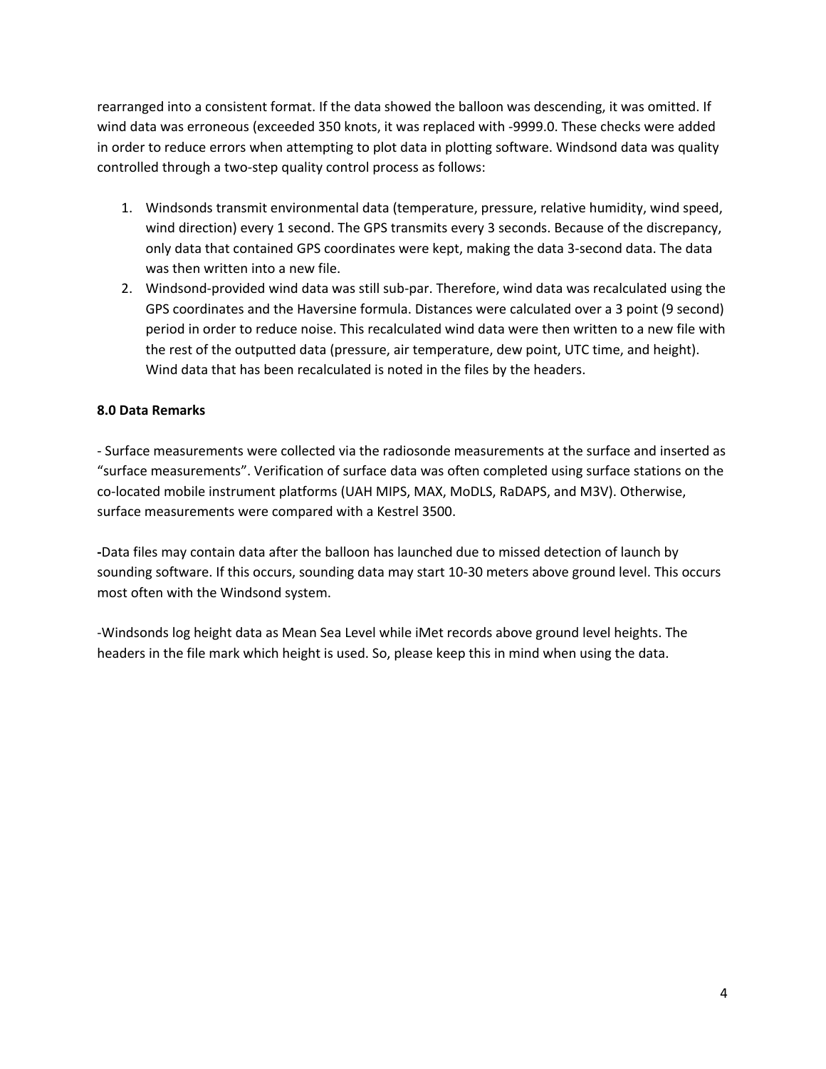rearranged into a consistent format. If the data showed the balloon was descending, it was omitted. If wind data was erroneous (exceeded 350 knots, it was replaced with -9999.0. These checks were added in order to reduce errors when attempting to plot data in plotting software. Windsond data was quality controlled through a two-step quality control process as follows:

1. Windsonds transmit environmental data (temperature, pressure, relative humidity, wind speed, wind direction) every 1 second. The GPS transmits every 3 seconds. Because of the discrepancy, only data that contained GPS coordinates were kept, making the data 3-second data. The data was then written into a new file.
2. Windsond-provided wind data was still sub-par. Therefore, wind data was recalculated using the GPS coordinates and the Haversine formula. Distances were calculated over a 3 point (9 second) period in order to reduce noise. This recalculated wind data were then written to a new file with the rest of the outputted data (pressure, air temperature, dew point, UTC time, and height). Wind data that has been recalculated is noted in the files by the headers.

**8.0 Data Remarks**

- Surface measurements were collected via the radiosonde measurements at the surface and inserted as "surface measurements". Verification of surface data was often completed using surface stations on the co-located mobile instrument platforms (UAH MIPS, MAX, MoDLS, RaDAPS, and M3V). Otherwise, surface measurements were compared with a Kestrel 3500.

**-**Data files may contain data after the balloon has launched due to missed detection of launch by sounding software. If this occurs, sounding data may start 10-30 meters above ground level. This occurs most often with the Windsond system.

-Windsonds log height data as Mean Sea Level while iMet records above ground level heights. The headers in the file mark which height is used. So, please keep this in mind when using the data.